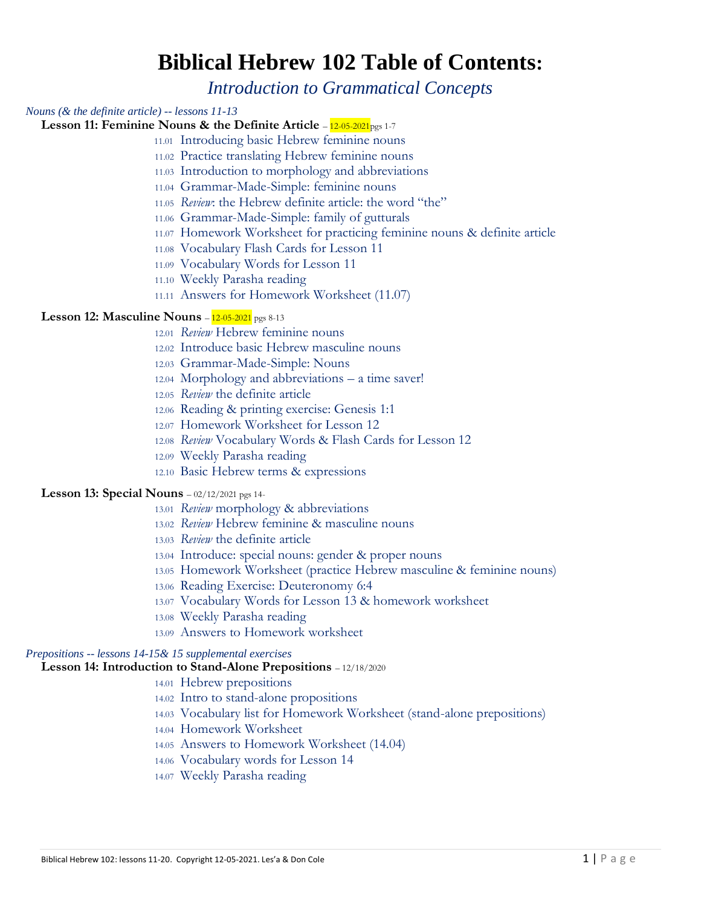# Biblical Hebrew 102 Table of Contents:

## *Introduction to Grammatical Concepts*

*Nouns (& the definite article) -- lessons 11-13*

**Lesson 11: Feminine Nouns & the Definite Article** – 12-05-2021pgs 1-7

- 11.01 Introducing basic Hebrew feminine nouns
- 11.02 Practice translating Hebrew feminine nouns
- 11.03 Introduction to morphology and abbreviations
- 11.04 Grammar-Made-Simple: feminine nouns
- 11.05 *Review*: the Hebrew definite article: the word "the"
- 11.06 Grammar-Made-Simple: family of gutturals
- 11.07 Homework Worksheet for practicing feminine nouns & definite article
- 11.08 Vocabulary Flash Cards for Lesson 11
- 11.09 Vocabulary Words for Lesson 11
- 11.10 Weekly Parasha reading
- 11.11 Answers for Homework Worksheet (11.07)

**Lesson 12: Masculine Nouns** – 12-05-2021 pgs 8-13

- 12.01 *Review* Hebrew feminine nouns
- 12.02 Introduce basic Hebrew masculine nouns
- 12.03 Grammar-Made-Simple: Nouns
- 12.04 Morphology and abbreviations – a time saver!
- 12.05 *Review* the definite article
- 12.06 Reading & printing exercise: Genesis 1:1
- 12.07 Homework Worksheet for Lesson 12
- 12.08 *Review* Vocabulary Words & Flash Cards for Lesson 12
- 12.09 Weekly Parasha reading
- 12.10 Basic Hebrew terms & expressions

**Lesson 13: Special Nouns** – 02/12/2021 pgs 14-

- 13.01 *Review* morphology & abbreviations
- 13.02 *Review* Hebrew feminine & masculine nouns
- 13.03 *Review* the definite article
- 13.04 Introduce: special nouns: gender & proper nouns
- 13.05 Homework Worksheet (practice Hebrew masculine & feminine nouns)
- 13.06 Reading Exercise: Deuteronomy 6:4
- 13.07 Vocabulary Words for Lesson 13 & homework worksheet
- 13.08 Weekly Parasha reading
- 13.09 Answers to Homework worksheet

*Prepositions -- lessons 14-15& 15 supplemental exercises*

**Lesson 14: Introduction to Stand-Alone Prepositions** – 12/18/2020

- 14.01 Hebrew prepositions
- 14.02 Intro to stand-alone propositions
- 14.03 Vocabulary list for Homework Worksheet (stand-alone prepositions)
- 14.04 Homework Worksheet
- 14.05 Answers to Homework Worksheet (14.04)
- 14.06 Vocabulary words for Lesson 14
- 14.07 Weekly Parasha reading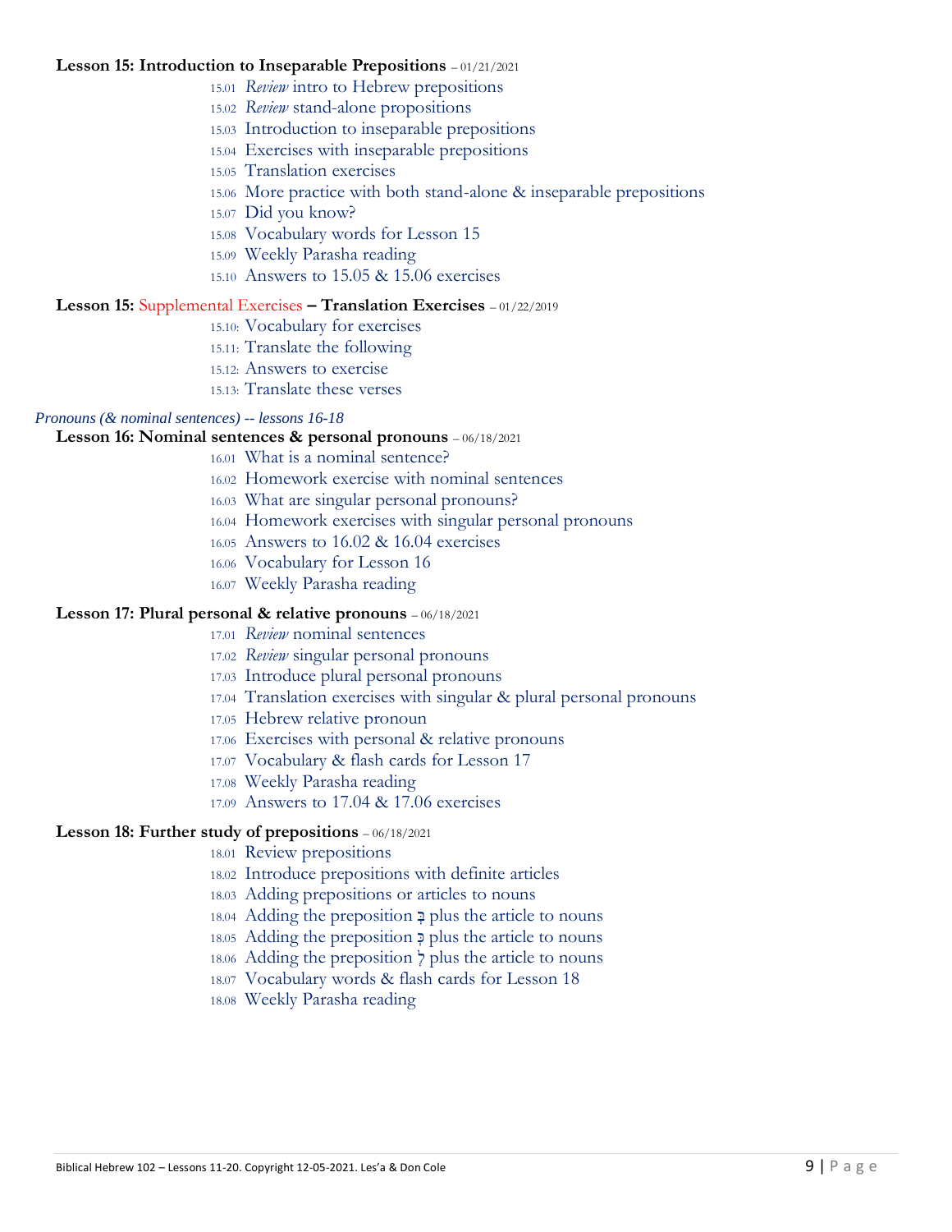**Lesson 15: Introduction to Inseparable Prepositions** – 01/21/2021

- 15.01 *Review* intro to Hebrew prepositions
- 15.02 *Review* stand-alone propositions
- 15.03 Introduction to inseparable prepositions
- 15.04 Exercises with inseparable prepositions
- 15.05 Translation exercises
- 15.06 More practice with both stand-alone & inseparable prepositions
- 15.07 Did you know?
- 15.08 Vocabulary words for Lesson 15
- 15.09 Weekly Parasha reading
- 15.10 Answers to 15.05 & 15.06 exercises

**Lesson 15:** Supplemental Exercises **– Translation Exercises** – 01/22/2019

- 15.10: Vocabulary for exercises
- 15.11: Translate the following
- 15.12: Answers to exercise
- 15.13: Translate these verses

*Pronouns (& nominal sentences) -- lessons 16-18*

**Lesson 16: Nominal sentences & personal pronouns** – 06/18/2021

- 16.01 What is a nominal sentence?
- 16.02 Homework exercise with nominal sentences
- 16.03 What are singular personal pronouns?
- 16.04 Homework exercises with singular personal pronouns
- 16.05 Answers to 16.02 & 16.04 exercises
- 16.06 Vocabulary for Lesson 16
- 16.07 Weekly Parasha reading

**Lesson 17: Plural personal & relative pronouns** – 06/18/2021

- 17.01 *Review* nominal sentences
- 17.02 *Review* singular personal pronouns
- 17.03 Introduce plural personal pronouns
- 17.04 Translation exercises with singular & plural personal pronouns
- 17.05 Hebrew relative pronoun
- 17.06 Exercises with personal & relative pronouns
- 17.07 Vocabulary & flash cards for Lesson 17
- 17.08 Weekly Parasha reading
- 17.09 Answers to 17.04 & 17.06 exercises

**Lesson 18: Further study of prepositions** – 06/18/2021

- 18.01 Review prepositions
- 18.02 Introduce prepositions with definite articles
- 18.03 Adding prepositions or articles to nouns
- 18.04 Adding the preposition בְּ plus the article to nouns
- 18.05 Adding the preposition כְּ plus the article to nouns
- 18.06 Adding the preposition לְ plus the article to nouns
- 18.07 Vocabulary words & flash cards for Lesson 18
- 18.08 Weekly Parasha reading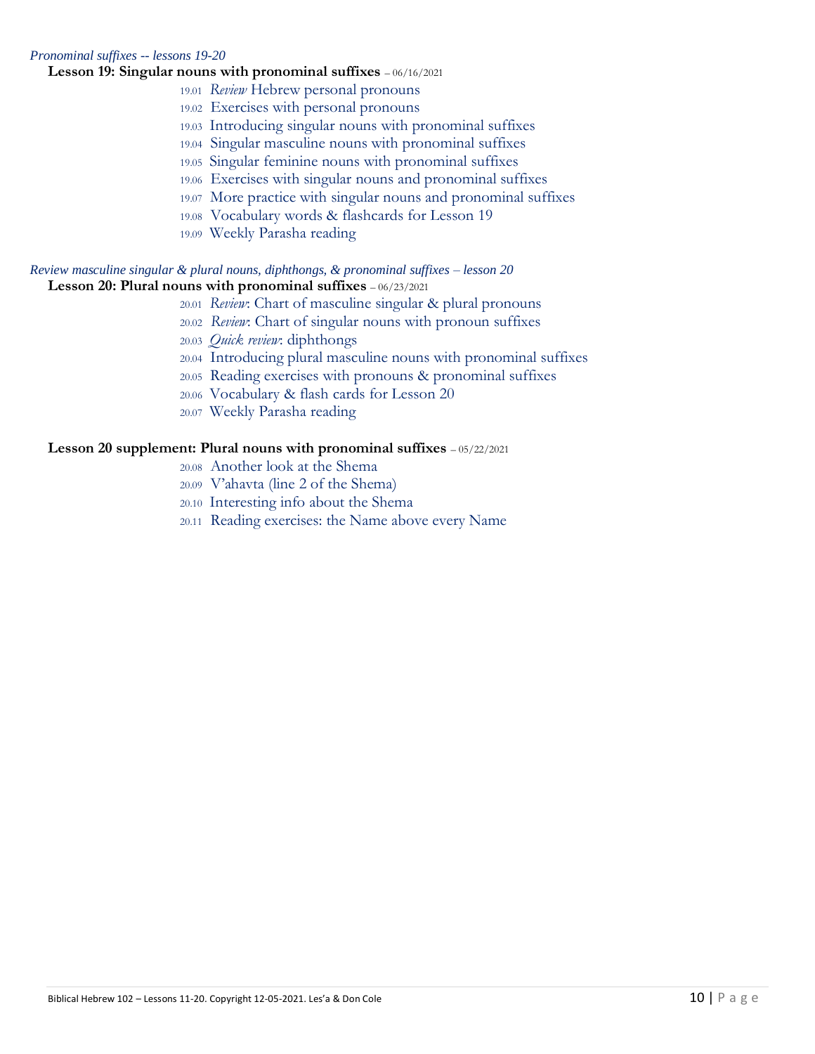*Pronominal suffixes -- lessons 19-20*

**Lesson 19: Singular nouns with pronominal suffixes** – 06/16/2021

- 19.01 *Review* Hebrew personal pronouns
- 19.02 Exercises with personal pronouns
- 19.03 Introducing singular nouns with pronominal suffixes
- 19.04 Singular masculine nouns with pronominal suffixes
- 19.05 Singular feminine nouns with pronominal suffixes
- 19.06 Exercises with singular nouns and pronominal suffixes
- 19.07 More practice with singular nouns and pronominal suffixes
- 19.08 Vocabulary words & flashcards for Lesson 19
- 19.09 Weekly Parasha reading

*Review masculine singular & plural nouns, diphthongs, & pronominal suffixes – lesson 20*

**Lesson 20: Plural nouns with pronominal suffixes** – 06/23/2021

- 20.01 *Review*: Chart of masculine singular & plural pronouns
- 20.02 *Review*: Chart of singular nouns with pronoun suffixes
- 20.03 *Quick review*: diphthongs
- 20.04 Introducing plural masculine nouns with pronominal suffixes
- 20.05 Reading exercises with pronouns & pronominal suffixes
- 20.06 Vocabulary & flash cards for Lesson 20
- 20.07 Weekly Parasha reading

**Lesson 20 supplement: Plural nouns with pronominal suffixes** – 05/22/2021

- 20.08 Another look at the Shema
- 20.09 V'ahavta (line 2 of the Shema)
- 20.10 Interesting info about the Shema
- 20.11 Reading exercises: the Name above every Name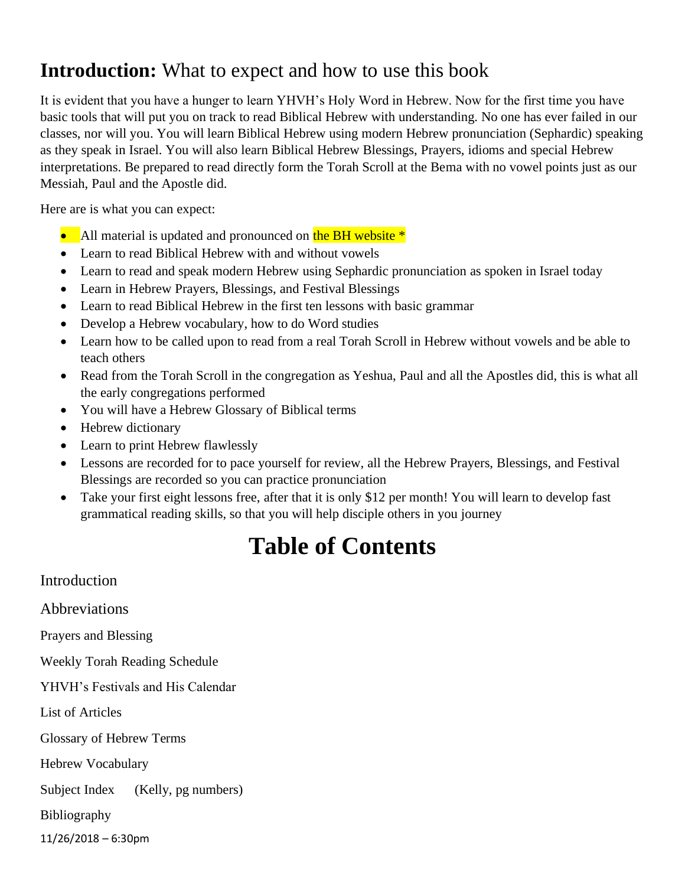## **Introduction:** What to expect and how to use this book

It is evident that you have a hunger to learn YHVH's Holy Word in Hebrew. Now for the first time you have basic tools that will put you on track to read Biblical Hebrew with understanding. No one has ever failed in our classes, nor will you. You will learn Biblical Hebrew using modern Hebrew pronunciation (Sephardic) speaking as they speak in Israel. You will also learn Biblical Hebrew Blessings, Prayers, idioms and special Hebrew interpretations. Be prepared to read directly form the Torah Scroll at the Bema with no vowel points just as our Messiah, Paul and the Apostle did.

Here are is what you can expect:

- All material is updated and pronounced on the BH website *
- Learn to read Biblical Hebrew with and without vowels
- Learn to read and speak modern Hebrew using Sephardic pronunciation as spoken in Israel today
- Learn in Hebrew Prayers, Blessings, and Festival Blessings
- Learn to read Biblical Hebrew in the first ten lessons with basic grammar
- Develop a Hebrew vocabulary, how to do Word studies
- Learn how to be called upon to read from a real Torah Scroll in Hebrew without vowels and be able to teach others
- Read from the Torah Scroll in the congregation as Yeshua, Paul and all the Apostles did, this is what all the early congregations performed
- You will have a Hebrew Glossary of Biblical terms
- Hebrew dictionary
- Learn to print Hebrew flawlessly
- Lessons are recorded for to pace yourself for review, all the Hebrew Prayers, Blessings, and Festival Blessings are recorded so you can practice pronunciation
- Take your first eight lessons free, after that it is only $12 per month! You will learn to develop fast grammatical reading skills, so that you will help disciple others in you journey

# Table of Contents

Introduction

Abbreviations

Prayers and Blessing

Weekly Torah Reading Schedule

YHVH's Festivals and His Calendar

List of Articles

Glossary of Hebrew Terms

Hebrew Vocabulary

Subject Index (Kelly, pg numbers)

Bibliography

11/26/2018 – 6:30pm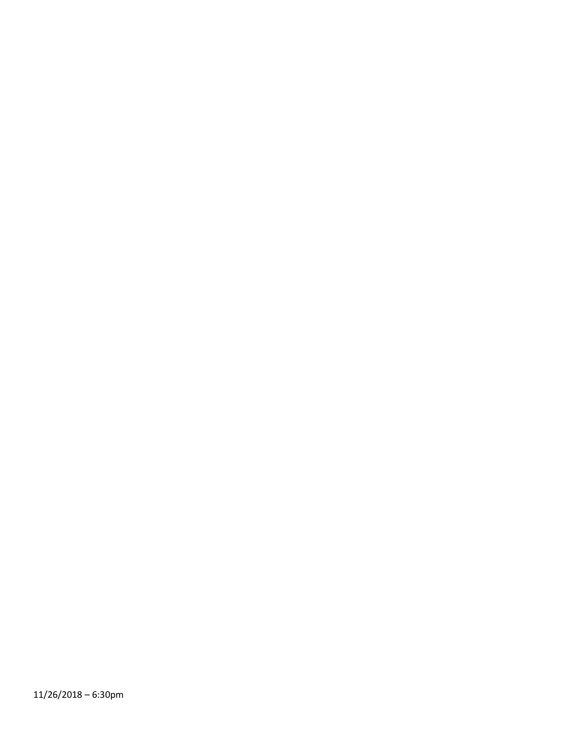11/26/2018 – 6:30pm